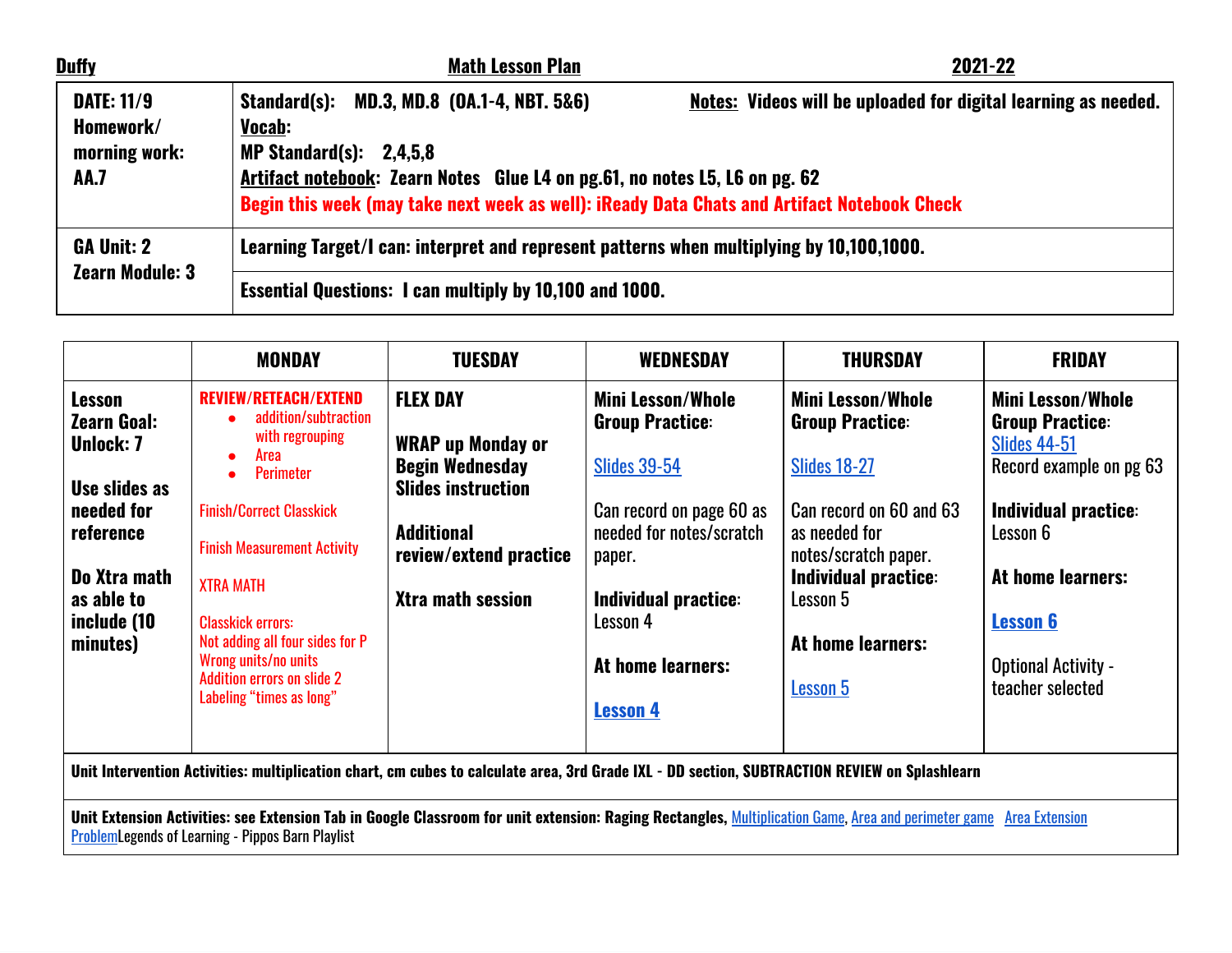| Duffy | Math Lesson Plan | 2021-22 |
|---|---|---|

| | |
|---|---|
| **DATE: 11/9**<br>**Homework/ morning work:**<br>**AA.7** | **Standard(s): MD.3, MD.8 (OA.1-4, NBT. 5&6)** **Notes: Videos will be uploaded for digital learning as needed.**<br>**Vocab:**<br>**MP Standard(s): 2,4,5,8**<br>**Artifact notebook: Zearn Notes Glue L4 on pg.61, no notes L5, L6 on pg. 62**<br>**Begin this week (may take next week as well): iReady Data Chats and Artifact Notebook Check** |
| **GA Unit: 2**<br>**Zearn Module: 3** | **Learning Target/I can: interpret and represent patterns when multiplying by 10,100,1000.** |
| | **Essential Questions: I can multiply by 10,100 and 1000.** |

| | MONDAY | TUESDAY | WEDNESDAY | THURSDAY | FRIDAY |
|---|---|---|---|---|---|
| **Lesson Zearn Goal: Unlock: 7**<br><br>**Use slides as needed for reference**<br><br>**Do Xtra math as able to include (10 minutes)** | **REVIEW/RETEACH/EXTEND**<br>• addition/subtraction with regrouping<br>• Area<br>• Perimeter<br><br>Finish/Correct Classkick<br><br>Finish Measurement Activity<br><br>XTRA MATH<br><br>Classkick errors:<br>Not adding all four sides for P<br>Wrong units/no units<br>Addition errors on slide 2<br>Labeling "times as long" | **FLEX DAY**<br><br>**WRAP up Monday or Begin Wednesday Slides instruction**<br><br>**Additional review/extend practice**<br><br>**Xtra math session** | **Mini Lesson/Whole Group Practice:**<br><br>Slides 39-54<br><br>Can record on page 60 as needed for notes/scratch paper.<br><br>**Individual practice:** Lesson 4<br><br>**At home learners:**<br><br>**Lesson 4** | **Mini Lesson/Whole Group Practice:**<br><br>Slides 18-27<br><br>Can record on 60 and 63 as needed for notes/scratch paper.<br>**Individual practice:** Lesson 5<br><br>**At home learners:**<br><br>Lesson 5 | **Mini Lesson/Whole Group Practice:**<br>Slides 44-51<br>Record example on pg 63<br><br>**Individual practice:** Lesson 6<br><br>**At home learners:**<br><br>**Lesson 6**<br><br>Optional Activity - teacher selected |
| **Unit Intervention Activities: multiplication chart, cm cubes to calculate area, 3rd Grade IXL - DD section, SUBTRACTION REVIEW on Splashlearn** | | | | | |
| **Unit Extension Activities: see Extension Tab in Google Classroom for unit extension: Raging Rectangles,** Multiplication Game, Area and perimeter game Area Extension ProblemLegends of Learning - Pippos Barn Playlist | | | | | |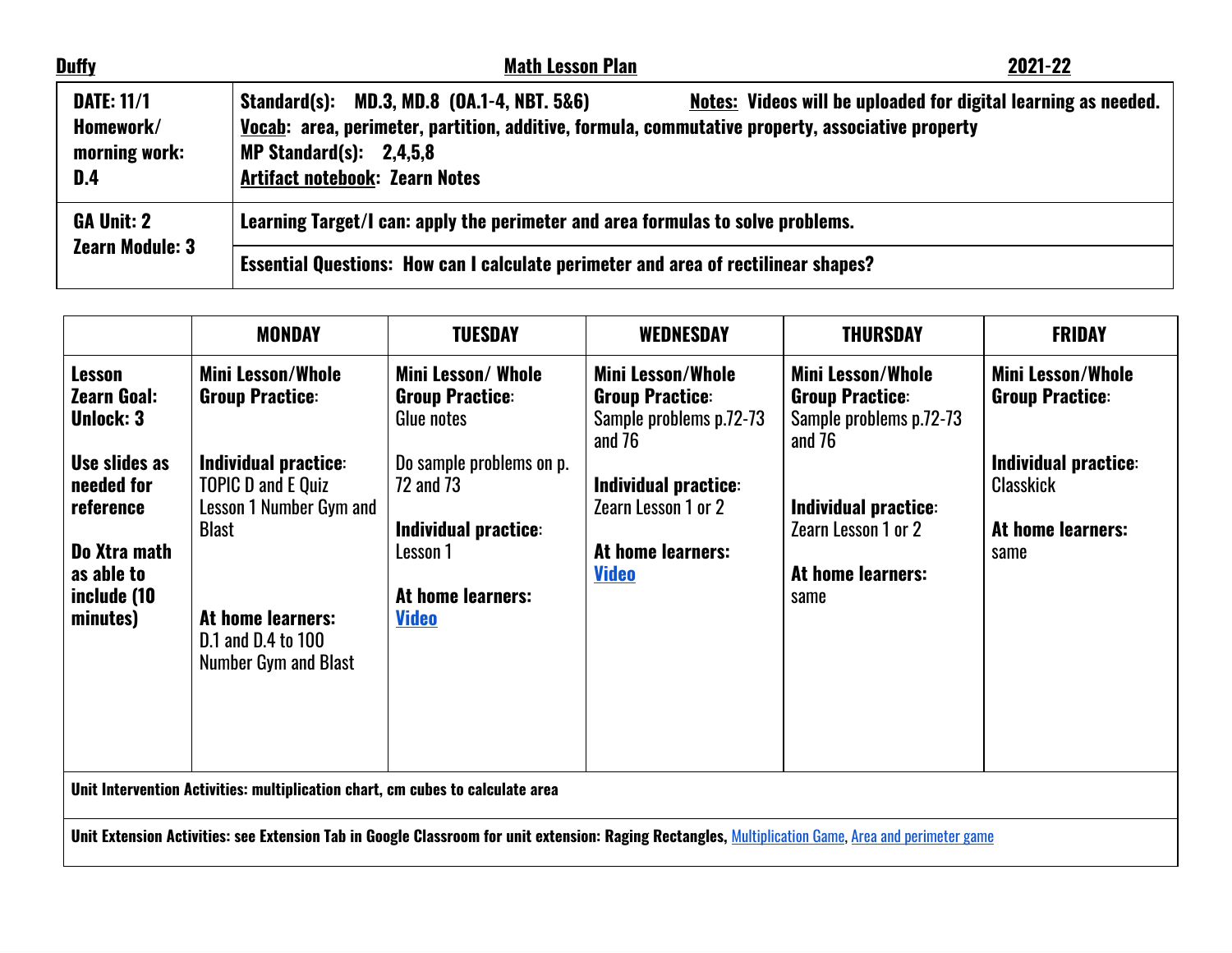**Duffy** | **Math Lesson Plan** | **2021-22**

| | |
|---|---|
| **DATE: 11/1**<br>**Homework/ morning work: D.4** | **Standard(s): MD.3, MD.8 (OA.1-4, NBT. 5&6)** **Notes: Videos will be uploaded for digital learning as needed.**<br>**Vocab: area, perimeter, partition, additive, formula, commutative property, associative property**<br>**MP Standard(s): 2,4,5,8**<br>**Artifact notebook: Zearn Notes** |
| **GA Unit: 2**<br>**Zearn Module: 3** | **Learning Target/I can: apply the perimeter and area formulas to solve problems.** |
| | **Essential Questions: How can I calculate perimeter and area of rectilinear shapes?** |

| | MONDAY | TUESDAY | WEDNESDAY | THURSDAY | FRIDAY |
|---|---|---|---|---|---|
| **Lesson Zearn Goal: Unlock: 3**<br><br>**Use slides as needed for reference**<br><br>**Do Xtra math as able to include (10 minutes)** | **Mini Lesson/Whole Group Practice:**<br><br>**Individual practice:** TOPIC D and E Quiz Lesson 1 Number Gym and Blast<br><br>**At home learners:** D.1 and D.4 to 100 Number Gym and Blast | **Mini Lesson/ Whole Group Practice:** Glue notes<br><br>Do sample problems on p. 72 and 73<br><br>**Individual practice:** Lesson 1<br><br>**At home learners:** [Video] | **Mini Lesson/Whole Group Practice:** Sample problems p.72-73 and 76<br><br>**Individual practice:** Zearn Lesson 1 or 2<br><br>**At home learners:** [Video] | **Mini Lesson/Whole Group Practice:** Sample problems p.72-73 and 76<br><br>**Individual practice:** Zearn Lesson 1 or 2<br><br>**At home learners:** same | **Mini Lesson/Whole Group Practice:**<br><br>**Individual practice:** Classkick<br><br>**At home learners:** same |
| **Unit Intervention Activities: multiplication chart, cm cubes to calculate area** | | | | | |
| **Unit Extension Activities: see Extension Tab in Google Classroom for unit extension: Raging Rectangles,** [Multiplication Game], [Area and perimeter game] | | | | | |